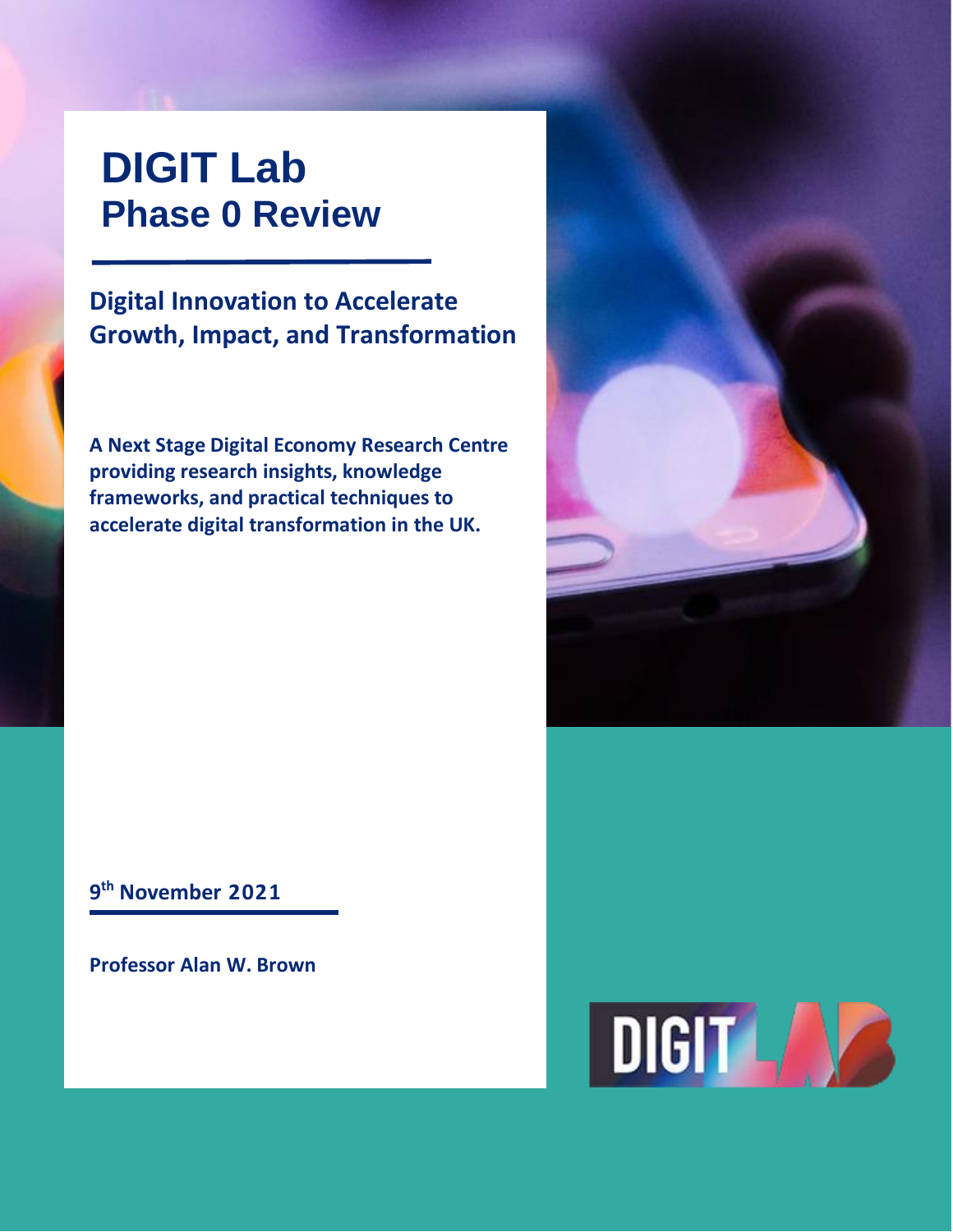# DIGIT Lab
## Phase 0 Review

**Digital Innovation to Accelerate Growth, Impact, and Transformation**

**A Next Stage Digital Economy Research Centre providing research insights, knowledge frameworks, and practical techniques to accelerate digital transformation in the UK.**

**9th November 2021**

**Professor Alan W. Brown**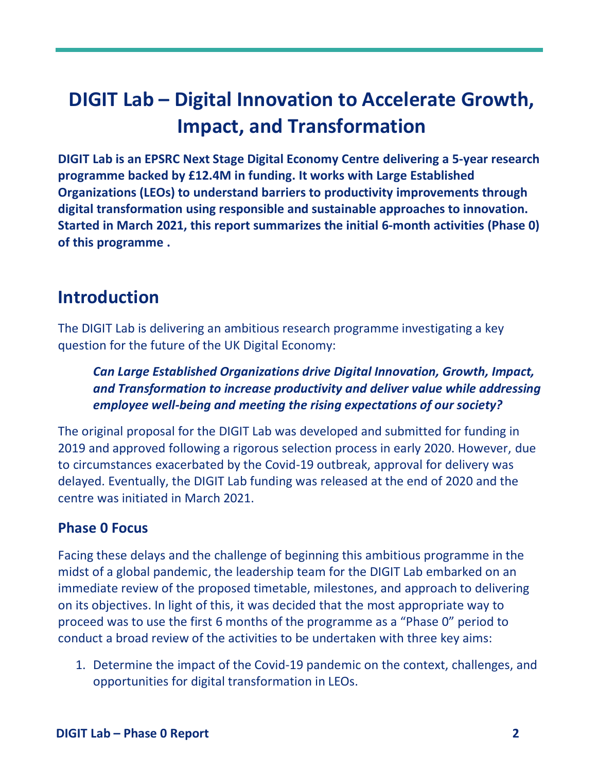# DIGIT Lab – Digital Innovation to Accelerate Growth, Impact, and Transformation

**DIGIT Lab is an EPSRC Next Stage Digital Economy Centre delivering a 5-year research programme backed by £12.4M in funding. It works with Large Established Organizations (LEOs) to understand barriers to productivity improvements through digital transformation using responsible and sustainable approaches to innovation. Started in March 2021, this report summarizes the initial 6-month activities (Phase 0) of this programme .**

## Introduction

The DIGIT Lab is delivering an ambitious research programme investigating a key question for the future of the UK Digital Economy:

> ***Can Large Established Organizations drive Digital Innovation, Growth, Impact, and Transformation to increase productivity and deliver value while addressing employee well-being and meeting the rising expectations of our society?***

The original proposal for the DIGIT Lab was developed and submitted for funding in 2019 and approved following a rigorous selection process in early 2020. However, due to circumstances exacerbated by the Covid-19 outbreak, approval for delivery was delayed. Eventually, the DIGIT Lab funding was released at the end of 2020 and the centre was initiated in March 2021.

### Phase 0 Focus

Facing these delays and the challenge of beginning this ambitious programme in the midst of a global pandemic, the leadership team for the DIGIT Lab embarked on an immediate review of the proposed timetable, milestones, and approach to delivering on its objectives. In light of this, it was decided that the most appropriate way to proceed was to use the first 6 months of the programme as a "Phase 0" period to conduct a broad review of the activities to be undertaken with three key aims:

1. Determine the impact of the Covid-19 pandemic on the context, challenges, and opportunities for digital transformation in LEOs.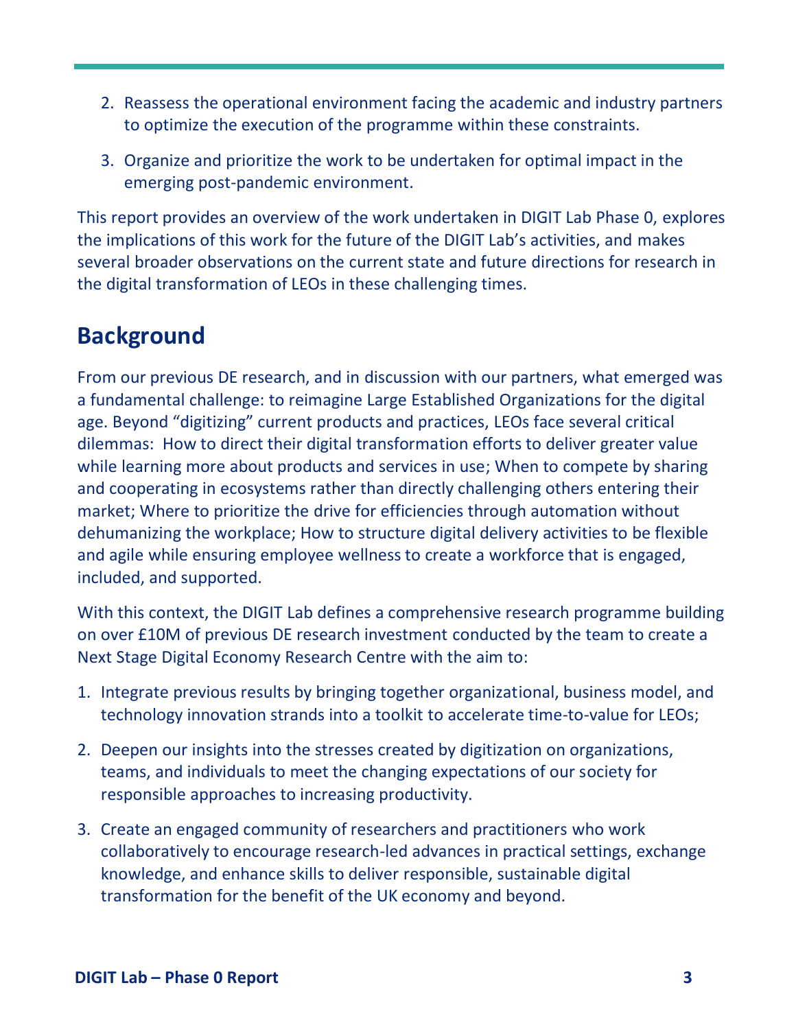2. Reassess the operational environment facing the academic and industry partners to optimize the execution of the programme within these constraints.
3. Organize and prioritize the work to be undertaken for optimal impact in the emerging post-pandemic environment.

This report provides an overview of the work undertaken in DIGIT Lab Phase 0, explores the implications of this work for the future of the DIGIT Lab's activities, and makes several broader observations on the current state and future directions for research in the digital transformation of LEOs in these challenging times.

## Background

From our previous DE research, and in discussion with our partners, what emerged was a fundamental challenge: to reimagine Large Established Organizations for the digital age. Beyond "digitizing" current products and practices, LEOs face several critical dilemmas: How to direct their digital transformation efforts to deliver greater value while learning more about products and services in use; When to compete by sharing and cooperating in ecosystems rather than directly challenging others entering their market; Where to prioritize the drive for efficiencies through automation without dehumanizing the workplace; How to structure digital delivery activities to be flexible and agile while ensuring employee wellness to create a workforce that is engaged, included, and supported.

With this context, the DIGIT Lab defines a comprehensive research programme building on over £10M of previous DE research investment conducted by the team to create a Next Stage Digital Economy Research Centre with the aim to:

1. Integrate previous results by bringing together organizational, business model, and technology innovation strands into a toolkit to accelerate time-to-value for LEOs;
2. Deepen our insights into the stresses created by digitization on organizations, teams, and individuals to meet the changing expectations of our society for responsible approaches to increasing productivity.
3. Create an engaged community of researchers and practitioners who work collaboratively to encourage research-led advances in practical settings, exchange knowledge, and enhance skills to deliver responsible, sustainable digital transformation for the benefit of the UK economy and beyond.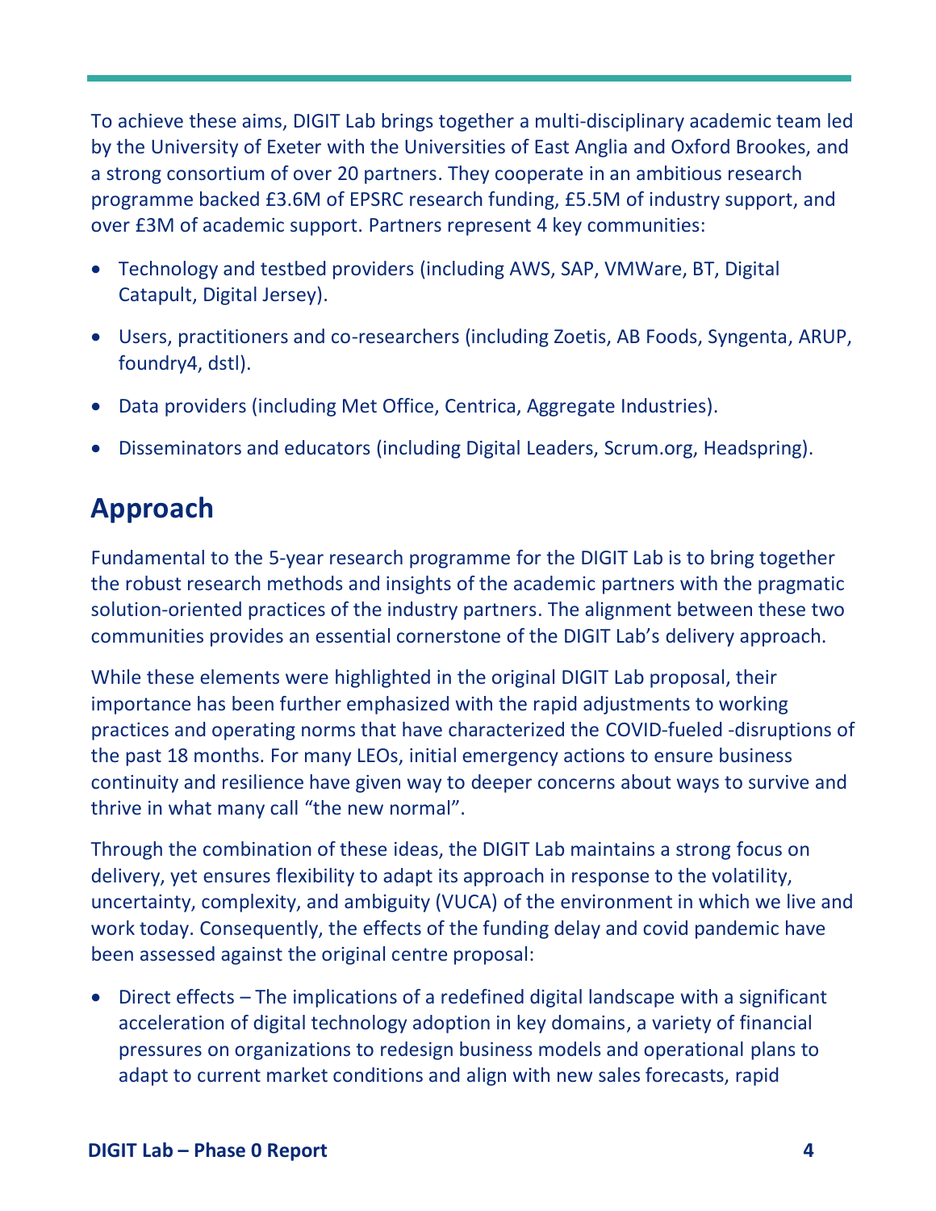To achieve these aims, DIGIT Lab brings together a multi-disciplinary academic team led by the University of Exeter with the Universities of East Anglia and Oxford Brookes, and a strong consortium of over 20 partners. They cooperate in an ambitious research programme backed £3.6M of EPSRC research funding, £5.5M of industry support, and over £3M of academic support. Partners represent 4 key communities:

- Technology and testbed providers (including AWS, SAP, VMWare, BT, Digital Catapult, Digital Jersey).
- Users, practitioners and co-researchers (including Zoetis, AB Foods, Syngenta, ARUP, foundry4, dstl).
- Data providers (including Met Office, Centrica, Aggregate Industries).
- Disseminators and educators (including Digital Leaders, Scrum.org, Headspring).

## Approach

Fundamental to the 5-year research programme for the DIGIT Lab is to bring together the robust research methods and insights of the academic partners with the pragmatic solution-oriented practices of the industry partners. The alignment between these two communities provides an essential cornerstone of the DIGIT Lab's delivery approach.

While these elements were highlighted in the original DIGIT Lab proposal, their importance has been further emphasized with the rapid adjustments to working practices and operating norms that have characterized the COVID-fueled -disruptions of the past 18 months. For many LEOs, initial emergency actions to ensure business continuity and resilience have given way to deeper concerns about ways to survive and thrive in what many call "the new normal".

Through the combination of these ideas, the DIGIT Lab maintains a strong focus on delivery, yet ensures flexibility to adapt its approach in response to the volatility, uncertainty, complexity, and ambiguity (VUCA) of the environment in which we live and work today. Consequently, the effects of the funding delay and covid pandemic have been assessed against the original centre proposal:

- Direct effects – The implications of a redefined digital landscape with a significant acceleration of digital technology adoption in key domains, a variety of financial pressures on organizations to redesign business models and operational plans to adapt to current market conditions and align with new sales forecasts, rapid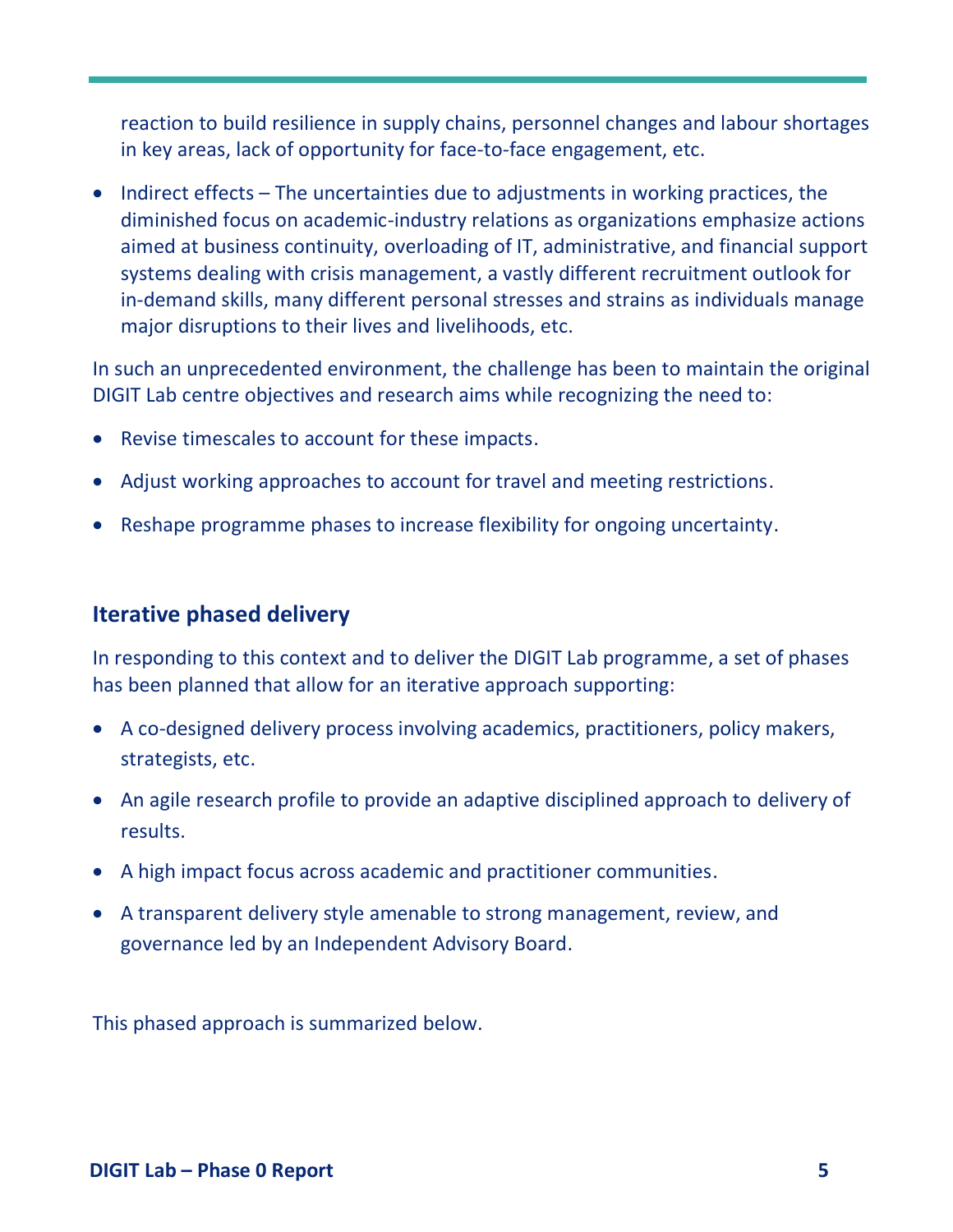reaction to build resilience in supply chains, personnel changes and labour shortages in key areas, lack of opportunity for face-to-face engagement, etc.

- Indirect effects – The uncertainties due to adjustments in working practices, the diminished focus on academic-industry relations as organizations emphasize actions aimed at business continuity, overloading of IT, administrative, and financial support systems dealing with crisis management, a vastly different recruitment outlook for in-demand skills, many different personal stresses and strains as individuals manage major disruptions to their lives and livelihoods, etc.

In such an unprecedented environment, the challenge has been to maintain the original DIGIT Lab centre objectives and research aims while recognizing the need to:

- Revise timescales to account for these impacts.
- Adjust working approaches to account for travel and meeting restrictions.
- Reshape programme phases to increase flexibility for ongoing uncertainty.

## Iterative phased delivery

In responding to this context and to deliver the DIGIT Lab programme, a set of phases has been planned that allow for an iterative approach supporting:

- A co-designed delivery process involving academics, practitioners, policy makers, strategists, etc.
- An agile research profile to provide an adaptive disciplined approach to delivery of results.
- A high impact focus across academic and practitioner communities.
- A transparent delivery style amenable to strong management, review, and governance led by an Independent Advisory Board.

This phased approach is summarized below.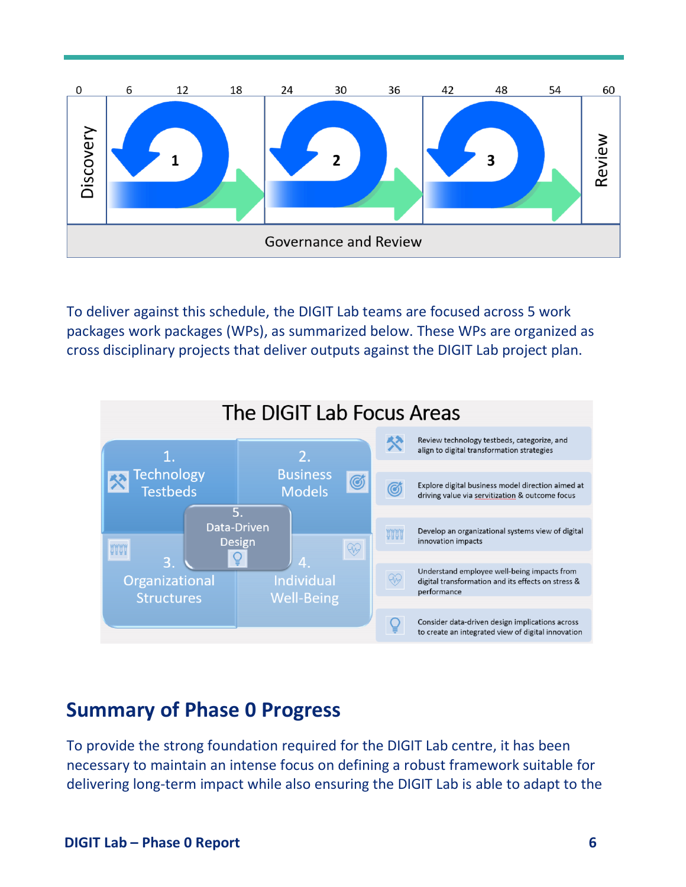To deliver against this schedule, the DIGIT Lab teams are focused across 5 work packages work packages (WPs), as summarized below. These WPs are organized as cross disciplinary projects that deliver outputs against the DIGIT Lab project plan.

## Summary of Phase 0 Progress

To provide the strong foundation required for the DIGIT Lab centre, it has been necessary to maintain an intense focus on defining a robust framework suitable for delivering long-term impact while also ensuring the DIGIT Lab is able to adapt to the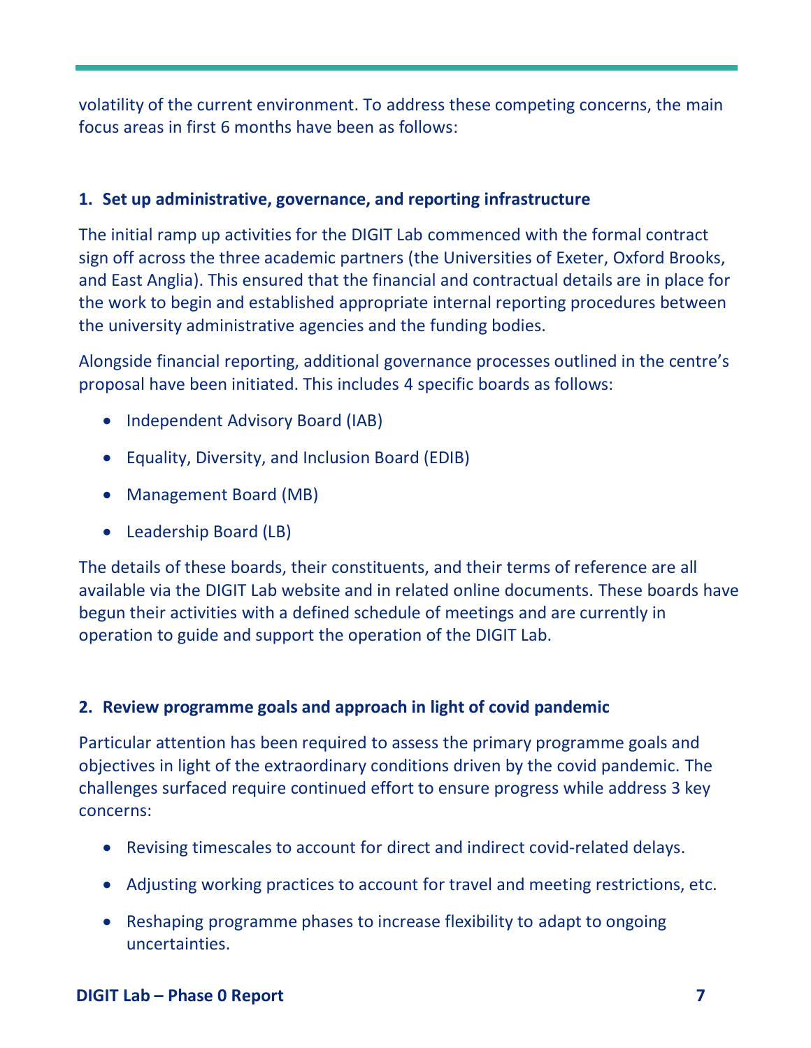volatility of the current environment. To address these competing concerns, the main focus areas in first 6 months have been as follows:

### 1. Set up administrative, governance, and reporting infrastructure

The initial ramp up activities for the DIGIT Lab commenced with the formal contract sign off across the three academic partners (the Universities of Exeter, Oxford Brooks, and East Anglia). This ensured that the financial and contractual details are in place for the work to begin and established appropriate internal reporting procedures between the university administrative agencies and the funding bodies.

Alongside financial reporting, additional governance processes outlined in the centre's proposal have been initiated. This includes 4 specific boards as follows:

- Independent Advisory Board (IAB)
- Equality, Diversity, and Inclusion Board (EDIB)
- Management Board (MB)
- Leadership Board (LB)

The details of these boards, their constituents, and their terms of reference are all available via the DIGIT Lab website and in related online documents. These boards have begun their activities with a defined schedule of meetings and are currently in operation to guide and support the operation of the DIGIT Lab.

### 2. Review programme goals and approach in light of covid pandemic

Particular attention has been required to assess the primary programme goals and objectives in light of the extraordinary conditions driven by the covid pandemic. The challenges surfaced require continued effort to ensure progress while address 3 key concerns:

- Revising timescales to account for direct and indirect covid-related delays.
- Adjusting working practices to account for travel and meeting restrictions, etc.
- Reshaping programme phases to increase flexibility to adapt to ongoing uncertainties.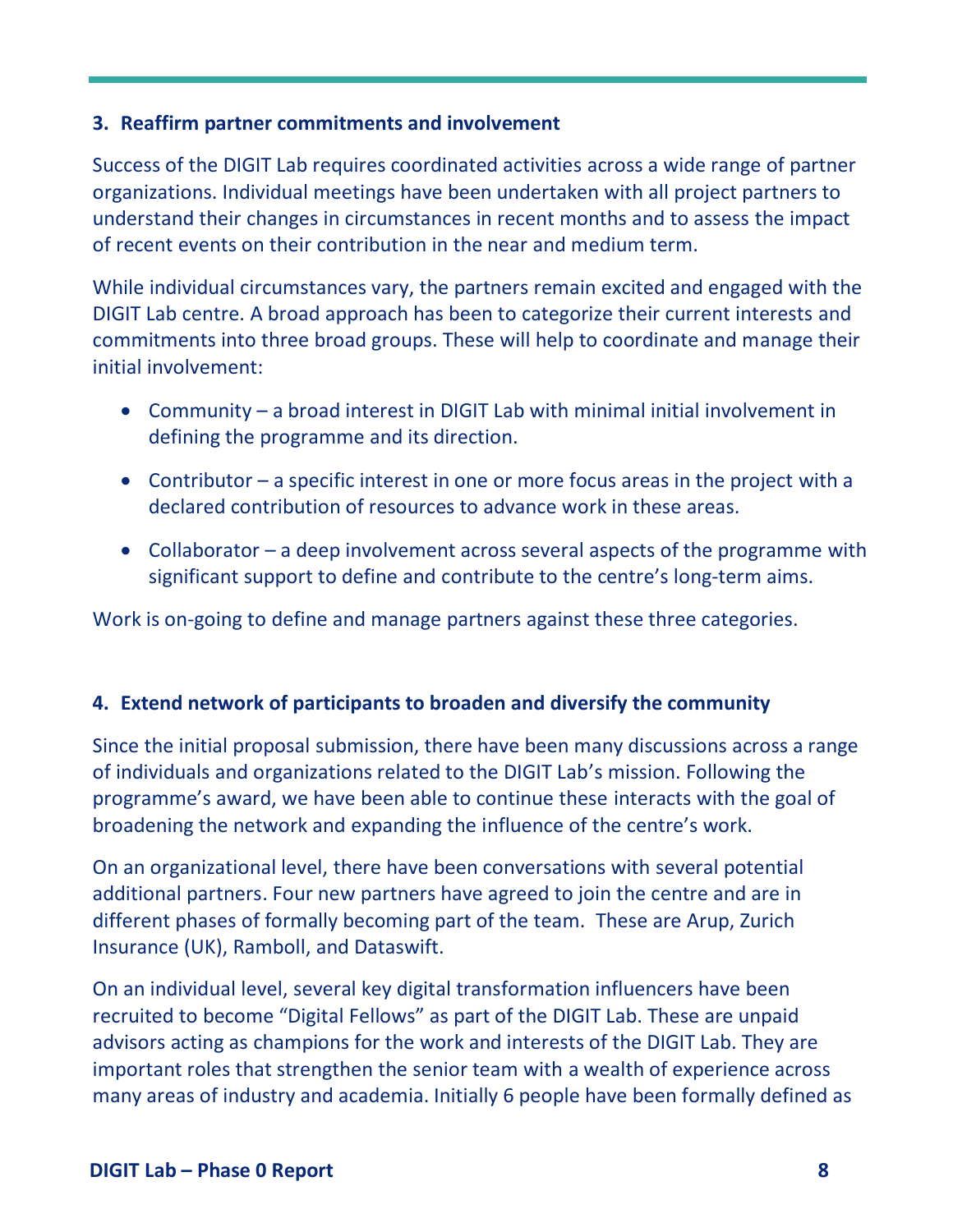### 3. Reaffirm partner commitments and involvement

Success of the DIGIT Lab requires coordinated activities across a wide range of partner organizations. Individual meetings have been undertaken with all project partners to understand their changes in circumstances in recent months and to assess the impact of recent events on their contribution in the near and medium term.

While individual circumstances vary, the partners remain excited and engaged with the DIGIT Lab centre. A broad approach has been to categorize their current interests and commitments into three broad groups. These will help to coordinate and manage their initial involvement:

- Community – a broad interest in DIGIT Lab with minimal initial involvement in defining the programme and its direction.
- Contributor – a specific interest in one or more focus areas in the project with a declared contribution of resources to advance work in these areas.
- Collaborator – a deep involvement across several aspects of the programme with significant support to define and contribute to the centre's long-term aims.

Work is on-going to define and manage partners against these three categories.

### 4. Extend network of participants to broaden and diversify the community

Since the initial proposal submission, there have been many discussions across a range of individuals and organizations related to the DIGIT Lab's mission. Following the programme's award, we have been able to continue these interacts with the goal of broadening the network and expanding the influence of the centre's work.

On an organizational level, there have been conversations with several potential additional partners. Four new partners have agreed to join the centre and are in different phases of formally becoming part of the team. These are Arup, Zurich Insurance (UK), Ramboll, and Dataswift.

On an individual level, several key digital transformation influencers have been recruited to become "Digital Fellows" as part of the DIGIT Lab. These are unpaid advisors acting as champions for the work and interests of the DIGIT Lab. They are important roles that strengthen the senior team with a wealth of experience across many areas of industry and academia. Initially 6 people have been formally defined as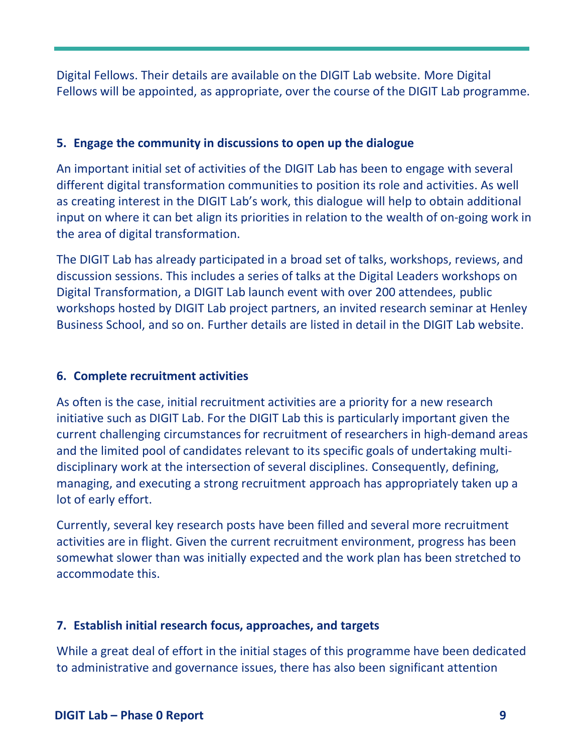Digital Fellows. Their details are available on the DIGIT Lab website. More Digital Fellows will be appointed, as appropriate, over the course of the DIGIT Lab programme.

### 5. Engage the community in discussions to open up the dialogue

An important initial set of activities of the DIGIT Lab has been to engage with several different digital transformation communities to position its role and activities. As well as creating interest in the DIGIT Lab's work, this dialogue will help to obtain additional input on where it can bet align its priorities in relation to the wealth of on-going work in the area of digital transformation.

The DIGIT Lab has already participated in a broad set of talks, workshops, reviews, and discussion sessions. This includes a series of talks at the Digital Leaders workshops on Digital Transformation, a DIGIT Lab launch event with over 200 attendees, public workshops hosted by DIGIT Lab project partners, an invited research seminar at Henley Business School, and so on. Further details are listed in detail in the DIGIT Lab website.

### 6. Complete recruitment activities

As often is the case, initial recruitment activities are a priority for a new research initiative such as DIGIT Lab. For the DIGIT Lab this is particularly important given the current challenging circumstances for recruitment of researchers in high-demand areas and the limited pool of candidates relevant to its specific goals of undertaking multi-disciplinary work at the intersection of several disciplines. Consequently, defining, managing, and executing a strong recruitment approach has appropriately taken up a lot of early effort.

Currently, several key research posts have been filled and several more recruitment activities are in flight. Given the current recruitment environment, progress has been somewhat slower than was initially expected and the work plan has been stretched to accommodate this.

### 7. Establish initial research focus, approaches, and targets

While a great deal of effort in the initial stages of this programme have been dedicated to administrative and governance issues, there has also been significant attention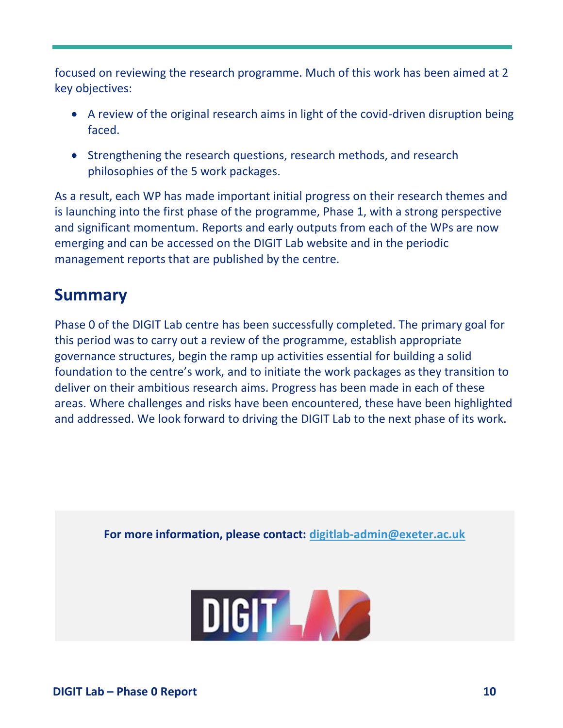focused on reviewing the research programme. Much of this work has been aimed at 2 key objectives:

- A review of the original research aims in light of the covid-driven disruption being faced.
- Strengthening the research questions, research methods, and research philosophies of the 5 work packages.

As a result, each WP has made important initial progress on their research themes and is launching into the first phase of the programme, Phase 1, with a strong perspective and significant momentum. Reports and early outputs from each of the WPs are now emerging and can be accessed on the DIGIT Lab website and in the periodic management reports that are published by the centre.

## Summary

Phase 0 of the DIGIT Lab centre has been successfully completed. The primary goal for this period was to carry out a review of the programme, establish appropriate governance structures, begin the ramp up activities essential for building a solid foundation to the centre's work, and to initiate the work packages as they transition to deliver on their ambitious research aims. Progress has been made in each of these areas. Where challenges and risks have been encountered, these have been highlighted and addressed. We look forward to driving the DIGIT Lab to the next phase of its work.

**For more information, please contact: digitlab-admin@exeter.ac.uk**